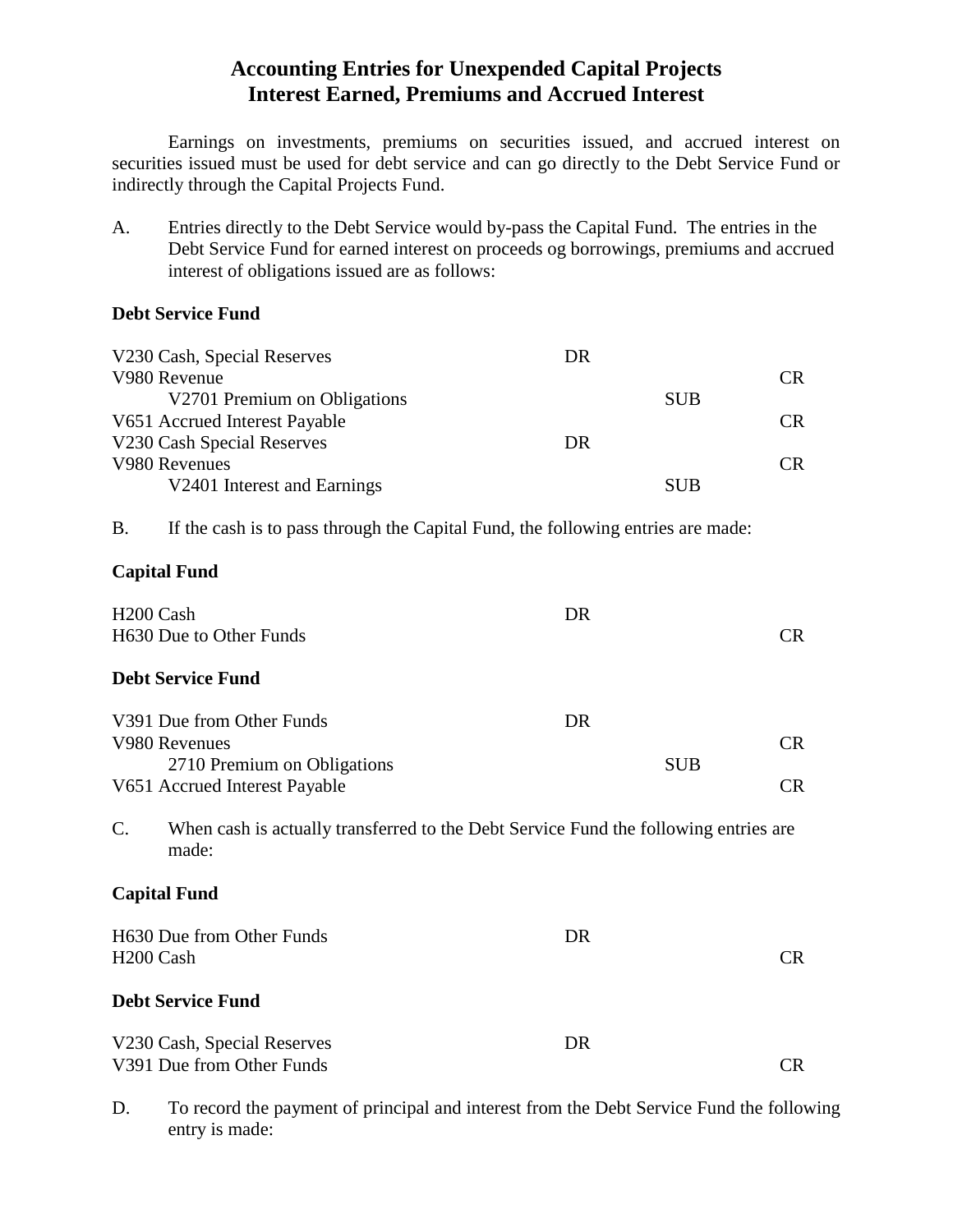# Accounting Entries for Unexpended Capital Projects
# Interest Earned, Premiums and Accrued Interest

Earnings on investments, premiums on securities issued, and accrued interest on securities issued must be used for debt service and can go directly to the Debt Service Fund or indirectly through the Capital Projects Fund.

A. Entries directly to the Debt Service would by-pass the Capital Fund. The entries in the Debt Service Fund for earned interest on proceeds og borrowings, premiums and accrued interest of obligations issued are as follows:

**Debt Service Fund**

| | | | |
|---|---|---|---|
| V230 Cash, Special Reserves | DR | | |
| V980 Revenue | | | CR |
| V2701 Premium on Obligations | | SUB | |
| V651 Accrued Interest Payable | | | CR |
| V230 Cash Special Reserves | DR | | |
| V980 Revenues | | | CR |
| V2401 Interest and Earnings | | SUB | |

B. If the cash is to pass through the Capital Fund, the following entries are made:

**Capital Fund**

| | | | |
|---|---|---|---|
| H200 Cash | DR | | |
| H630 Due to Other Funds | | | CR |

**Debt Service Fund**

| | | | |
|---|---|---|---|
| V391 Due from Other Funds | DR | | |
| V980 Revenues | | | CR |
| 2710 Premium on Obligations | | SUB | |
| V651 Accrued Interest Payable | | | CR |

C. When cash is actually transferred to the Debt Service Fund the following entries are made:

**Capital Fund**

| | | | |
|---|---|---|---|
| H630 Due from Other Funds | DR | | |
| H200 Cash | | | CR |

**Debt Service Fund**

| | | | |
|---|---|---|---|
| V230 Cash, Special Reserves | DR | | |
| V391 Due from Other Funds | | | CR |

D. To record the payment of principal and interest from the Debt Service Fund the following entry is made: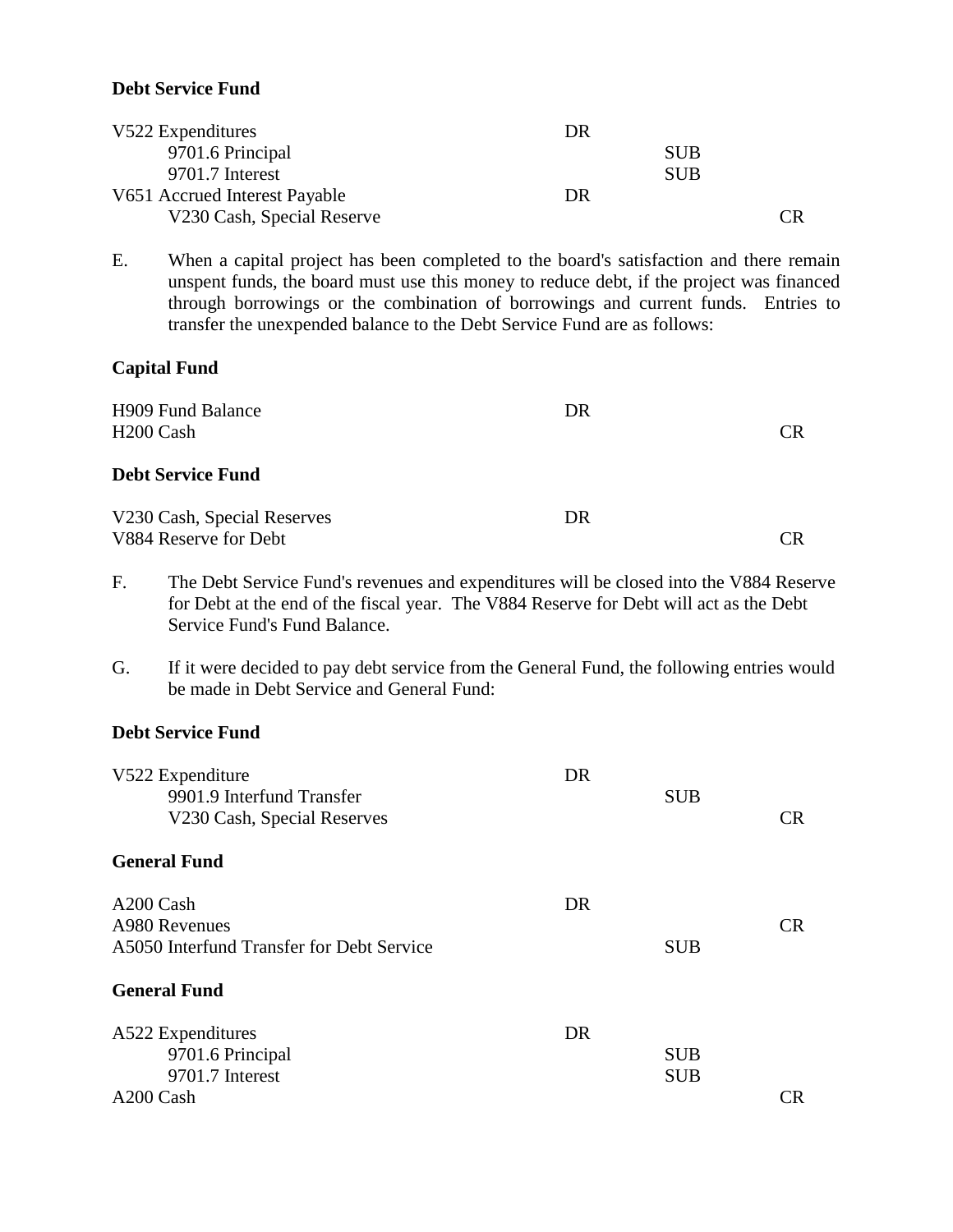**Debt Service Fund**

| | | | |
|---|---|---|---|
| V522 Expenditures | DR | | |
| 9701.6 Principal | | SUB | |
| 9701.7 Interest | | SUB | |
| V651 Accrued Interest Payable | DR | | |
| V230 Cash, Special Reserve | | | CR |

E. When a capital project has been completed to the board's satisfaction and there remain unspent funds, the board must use this money to reduce debt, if the project was financed through borrowings or the combination of borrowings and current funds. Entries to transfer the unexpended balance to the Debt Service Fund are as follows:

**Capital Fund**

| | | | |
|---|---|---|---|
| H909 Fund Balance | DR | | |
| H200 Cash | | | CR |

**Debt Service Fund**

| | | | |
|---|---|---|---|
| V230 Cash, Special Reserves | DR | | |
| V884 Reserve for Debt | | | CR |

F. The Debt Service Fund's revenues and expenditures will be closed into the V884 Reserve for Debt at the end of the fiscal year. The V884 Reserve for Debt will act as the Debt Service Fund's Fund Balance.

G. If it were decided to pay debt service from the General Fund, the following entries would be made in Debt Service and General Fund:

**Debt Service Fund**

| | | | |
|---|---|---|---|
| V522 Expenditure | DR | | |
| 9901.9 Interfund Transfer | | SUB | |
| V230 Cash, Special Reserves | | | CR |

**General Fund**

| | | | |
|---|---|---|---|
| A200 Cash | DR | | |
| A980 Revenues | | | CR |
| A5050 Interfund Transfer for Debt Service | | SUB | |

**General Fund**

| | | | |
|---|---|---|---|
| A522 Expenditures | DR | | |
| 9701.6 Principal | | SUB | |
| 9701.7 Interest | | SUB | |
| A200 Cash | | | CR |